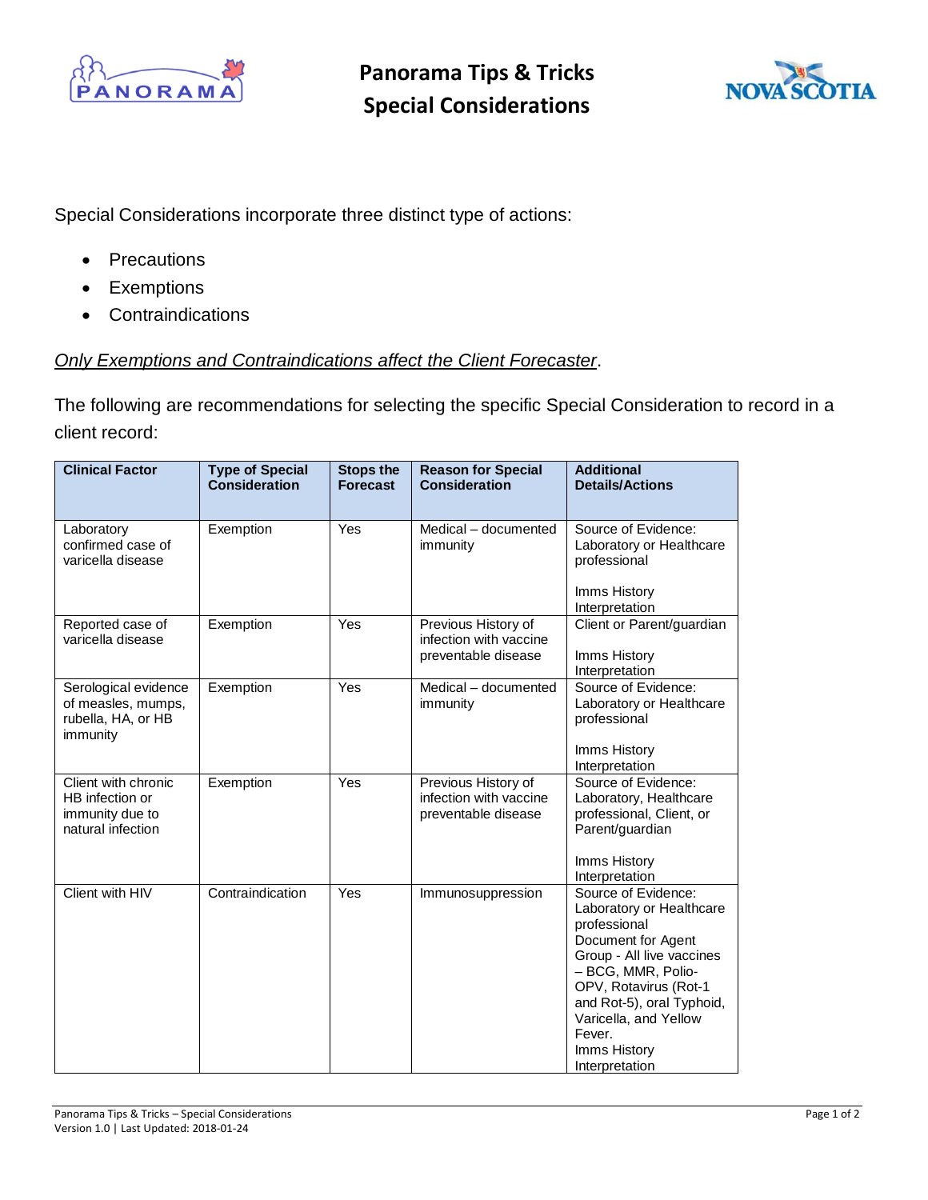# Panorama Tips & Tricks
# Special Considerations

Special Considerations incorporate three distinct type of actions:

- Precautions
- Exemptions
- Contraindications

*Only Exemptions and Contraindications affect the Client Forecaster*.

The following are recommendations for selecting the specific Special Consideration to record in a client record:

| Clinical Factor | Type of Special Consideration | Stops the Forecast | Reason for Special Consideration | Additional Details/Actions |
|---|---|---|---|---|
| Laboratory confirmed case of varicella disease | Exemption | Yes | Medical – documented immunity | Source of Evidence: Laboratory or Healthcare professional<br><br>Imms History Interpretation |
| Reported case of varicella disease | Exemption | Yes | Previous History of infection with vaccine preventable disease | Client or Parent/guardian<br><br>Imms History Interpretation |
| Serological evidence of measles, mumps, rubella, HA, or HB immunity | Exemption | Yes | Medical – documented immunity | Source of Evidence: Laboratory or Healthcare professional<br><br>Imms History Interpretation |
| Client with chronic HB infection or immunity due to natural infection | Exemption | Yes | Previous History of infection with vaccine preventable disease | Source of Evidence: Laboratory, Healthcare professional, Client, or Parent/guardian<br><br>Imms History Interpretation |
| Client with HIV | Contraindication | Yes | Immunosuppression | Source of Evidence: Laboratory or Healthcare professional<br>Document for Agent Group - All live vaccines – BCG, MMR, Polio-OPV, Rotavirus (Rot-1 and Rot-5), oral Typhoid, Varicella, and Yellow Fever.<br>Imms History Interpretation |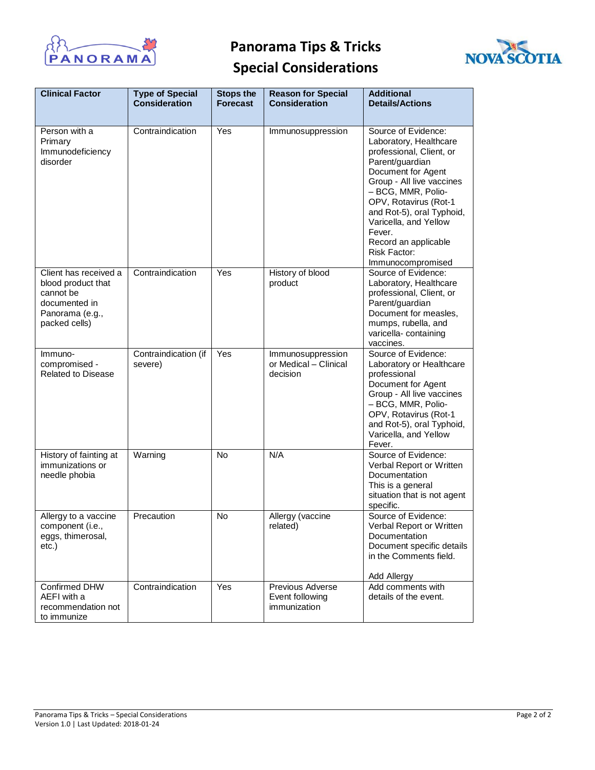# Panorama Tips & Tricks
## Special Considerations

| Clinical Factor | Type of Special Consideration | Stops the Forecast | Reason for Special Consideration | Additional Details/Actions |
|---|---|---|---|---|
| Person with a Primary Immunodeficiency disorder | Contraindication | Yes | Immunosuppression | Source of Evidence: Laboratory, Healthcare professional, Client, or Parent/guardian<br>Document for Agent Group - All live vaccines – BCG, MMR, Polio-OPV, Rotavirus (Rot-1 and Rot-5), oral Typhoid, Varicella, and Yellow Fever.<br>Record an applicable Risk Factor: Immunocompromised |
| Client has received a blood product that cannot be documented in Panorama (e.g., packed cells) | Contraindication | Yes | History of blood product | Source of Evidence: Laboratory, Healthcare professional, Client, or Parent/guardian<br>Document for measles, mumps, rubella, and varicella- containing vaccines. |
| Immuno-compromised - Related to Disease | Contraindication (if severe) | Yes | Immunosuppression or Medical – Clinical decision | Source of Evidence: Laboratory or Healthcare professional<br>Document for Agent Group - All live vaccines – BCG, MMR, Polio-OPV, Rotavirus (Rot-1 and Rot-5), oral Typhoid, Varicella, and Yellow Fever. |
| History of fainting at immunizations or needle phobia | Warning | No | N/A | Source of Evidence: Verbal Report or Written Documentation<br>This is a general situation that is not agent specific. |
| Allergy to a vaccine component (i.e., eggs, thimerosal, etc.) | Precaution | No | Allergy (vaccine related) | Source of Evidence: Verbal Report or Written Documentation<br>Document specific details in the Comments field.<br><br>Add Allergy |
| Confirmed DHW AEFI with a recommendation not to immunize | Contraindication | Yes | Previous Adverse Event following immunization | Add comments with details of the event. |